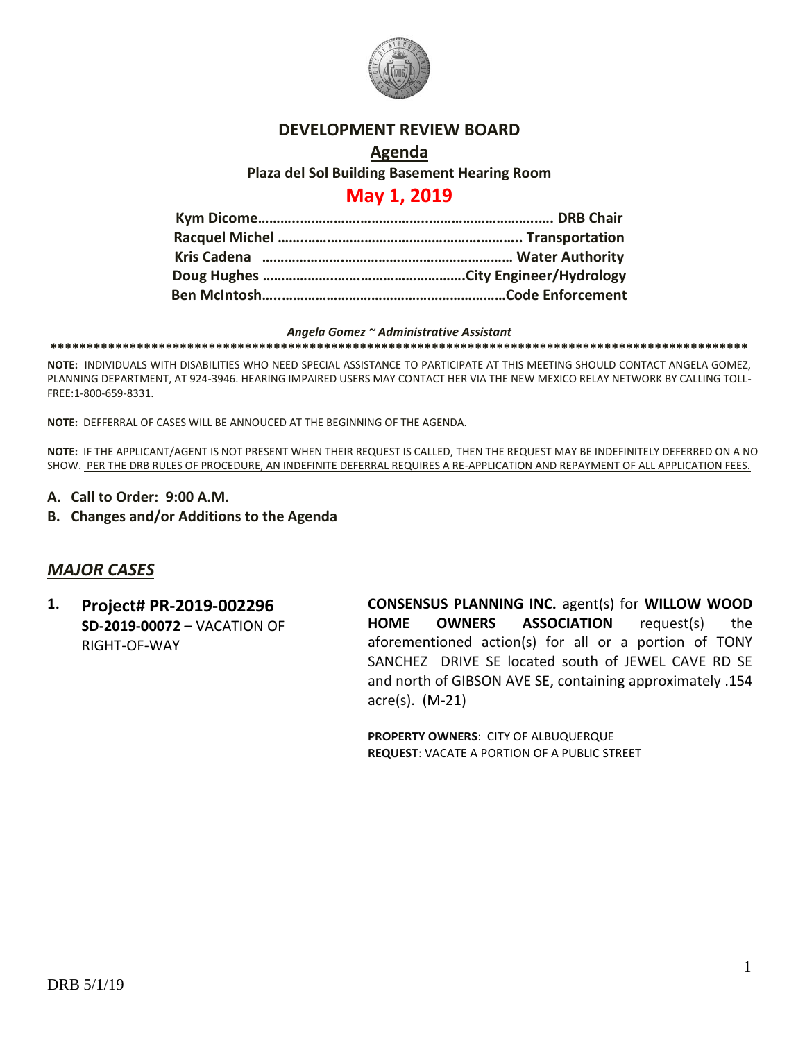# DEVELOPMENT REVIEW BOARD

## Agenda

**Plaza del Sol Building Basement Hearing Room**

## May 1, 2019

**Kym Dicome……………………………………………………………. DRB Chair**
**Racquel Michel ……………………………………………………….. Transportation**
**Kris Cadena …………………………………………………………… Water Authority**
**Doug Hughes …………………………………………….City Engineer/Hydrology**
**Ben McIntosh…………………………………………………………Code Enforcement**

***Angela Gomez ~ Administrative Assistant***

**************************************************************************************************

**NOTE:** INDIVIDUALS WITH DISABILITIES WHO NEED SPECIAL ASSISTANCE TO PARTICIPATE AT THIS MEETING SHOULD CONTACT ANGELA GOMEZ, PLANNING DEPARTMENT, AT 924-3946. HEARING IMPAIRED USERS MAY CONTACT HER VIA THE NEW MEXICO RELAY NETWORK BY CALLING TOLL-FREE:1-800-659-8331.

**NOTE:** DEFFERRAL OF CASES WILL BE ANNOUCED AT THE BEGINNING OF THE AGENDA.

**NOTE:** IF THE APPLICANT/AGENT IS NOT PRESENT WHEN THEIR REQUEST IS CALLED, THEN THE REQUEST MAY BE INDEFINITELY DEFERRED ON A NO SHOW. <u>PER THE DRB RULES OF PROCEDURE, AN INDEFINITE DEFERRAL REQUIRES A RE-APPLICATION AND REPAYMENT OF ALL APPLICATION FEES.</u>

**A. Call to Order: 9:00 A.M.**

**B. Changes and/or Additions to the Agenda**

## *MAJOR CASES*

**1. Project# PR-2019-002296**
**SD-2019-00072 –** VACATION OF RIGHT-OF-WAY

**CONSENSUS PLANNING INC.** agent(s) for **WILLOW WOOD HOME OWNERS ASSOCIATION** request(s) the aforementioned action(s) for all or a portion of TONY SANCHEZ DRIVE SE located south of JEWEL CAVE RD SE and north of GIBSON AVE SE, containing approximately .154 acre(s). (M-21)

**PROPERTY OWNERS**: CITY OF ALBUQUERQUE
**REQUEST**: VACATE A PORTION OF A PUBLIC STREET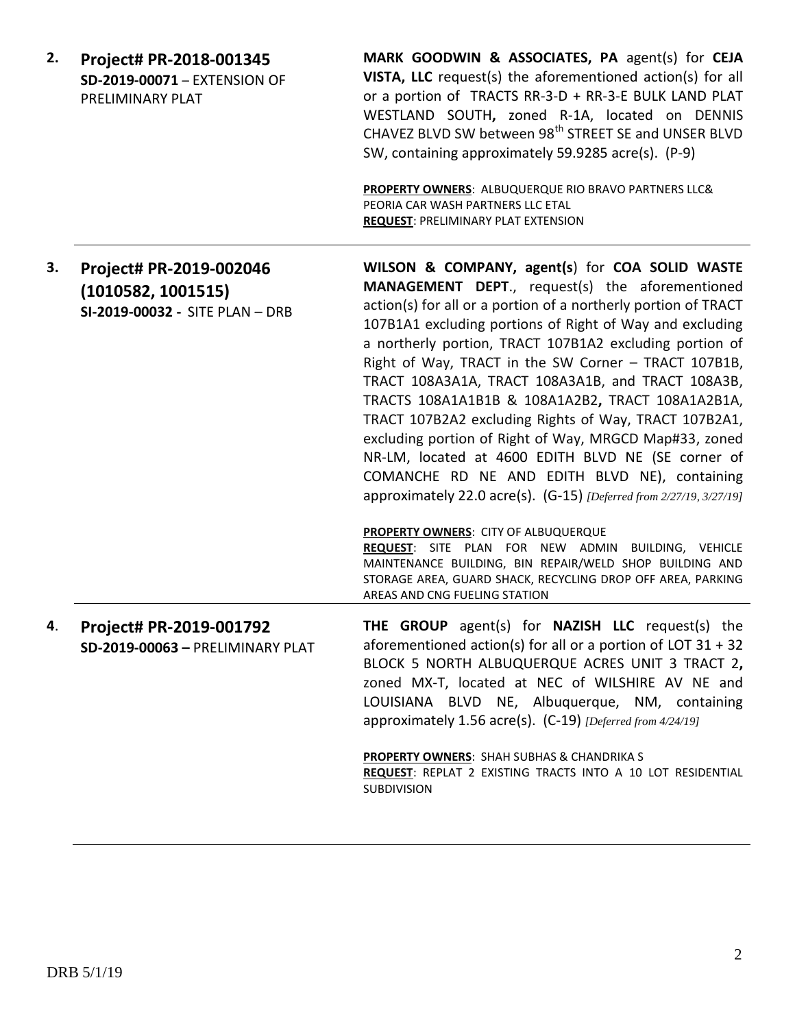**2. Project# PR-2018-001345**
**SD-2019-00071** – EXTENSION OF PRELIMINARY PLAT

**MARK GOODWIN & ASSOCIATES, PA** agent(s) for **CEJA VISTA, LLC** request(s) the aforementioned action(s) for all or a portion of TRACTS RR-3-D + RR-3-E BULK LAND PLAT WESTLAND SOUTH**,** zoned R-1A, located on DENNIS CHAVEZ BLVD SW between 98th STREET SE and UNSER BLVD SW, containing approximately 59.9285 acre(s). (P-9)

**PROPERTY OWNERS**: ALBUQUERQUE RIO BRAVO PARTNERS LLC& PEORIA CAR WASH PARTNERS LLC ETAL
**REQUEST**: PRELIMINARY PLAT EXTENSION

---

**3. Project# PR-2019-002046 (1010582, 1001515)**
**SI-2019-00032 -** SITE PLAN – DRB

**WILSON & COMPANY, agent(s**) for **COA SOLID WASTE MANAGEMENT DEPT**., request(s) the aforementioned action(s) for all or a portion of a northerly portion of TRACT 107B1A1 excluding portions of Right of Way and excluding a northerly portion, TRACT 107B1A2 excluding portion of Right of Way, TRACT in the SW Corner – TRACT 107B1B, TRACT 108A3A1A, TRACT 108A3A1B, and TRACT 108A3B, TRACTS 108A1A1B1B & 108A1A2B2**,** TRACT 108A1A2B1A, TRACT 107B2A2 excluding Rights of Way, TRACT 107B2A1, excluding portion of Right of Way, MRGCD Map#33, zoned NR-LM, located at 4600 EDITH BLVD NE (SE corner of COMANCHE RD NE AND EDITH BLVD NE), containing approximately 22.0 acre(s). (G-15) *[Deferred from 2/27/19, 3/27/19]*

**PROPERTY OWNERS**: CITY OF ALBUQUERQUE
**REQUEST**: SITE PLAN FOR NEW ADMIN BUILDING, VEHICLE MAINTENANCE BUILDING, BIN REPAIR/WELD SHOP BUILDING AND STORAGE AREA, GUARD SHACK, RECYCLING DROP OFF AREA, PARKING AREAS AND CNG FUELING STATION

---

**4. Project# PR-2019-001792**
**SD-2019-00063 –** PRELIMINARY PLAT

**THE GROUP** agent(s) for **NAZISH LLC** request(s) the aforementioned action(s) for all or a portion of LOT 31 + 32 BLOCK 5 NORTH ALBUQUERQUE ACRES UNIT 3 TRACT 2**,** zoned MX-T, located at NEC of WILSHIRE AV NE and LOUISIANA BLVD NE, Albuquerque, NM, containing approximately 1.56 acre(s). (C-19) *[Deferred from 4/24/19]*

**PROPERTY OWNERS**: SHAH SUBHAS & CHANDRIKA S
**REQUEST**: REPLAT 2 EXISTING TRACTS INTO A 10 LOT RESIDENTIAL SUBDIVISION

---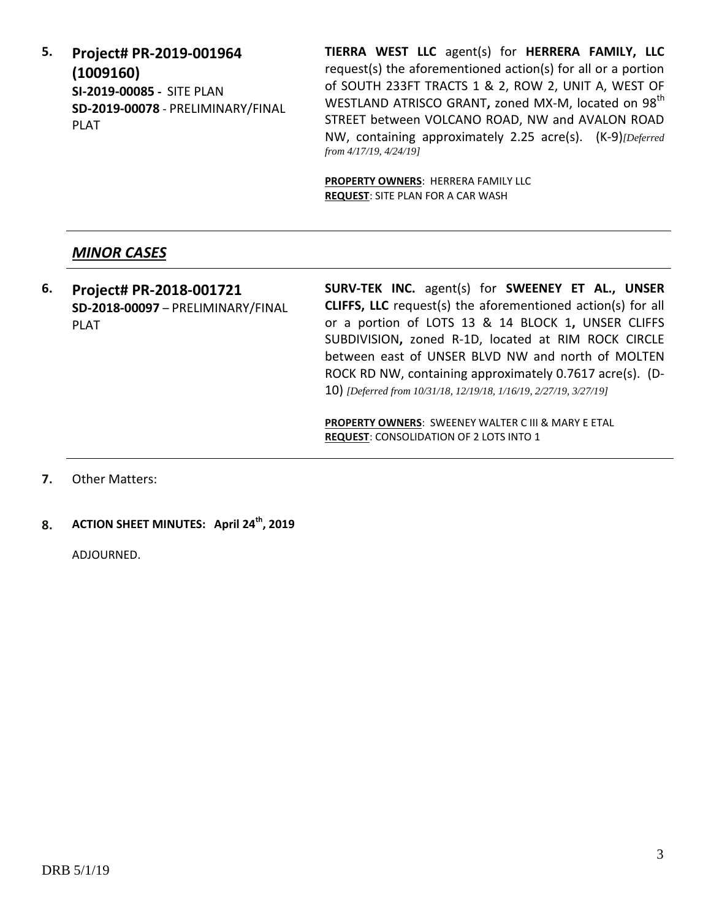5. **Project# PR-2019-001964 (1009160)**
**SI-2019-00085 -** SITE PLAN
**SD-2019-00078** - PRELIMINARY/FINAL PLAT

**TIERRA WEST LLC** agent(s) for **HERRERA FAMILY, LLC** request(s) the aforementioned action(s) for all or a portion of SOUTH 233FT TRACTS 1 & 2, ROW 2, UNIT A, WEST OF WESTLAND ATRISCO GRANT**,** zoned MX-M, located on 98th STREET between VOLCANO ROAD, NW and AVALON ROAD NW, containing approximately 2.25 acre(s). (K-9)*[Deferred from 4/17/19, 4/24/19]*

**PROPERTY OWNERS**: HERRERA FAMILY LLC
**REQUEST**: SITE PLAN FOR A CAR WASH

---

## ***MINOR CASES***

---

6. **Project# PR-2018-001721**
**SD-2018-00097** – PRELIMINARY/FINAL PLAT

**SURV-TEK INC.** agent(s) for **SWEENEY ET AL., UNSER CLIFFS, LLC** request(s) the aforementioned action(s) for all or a portion of LOTS 13 & 14 BLOCK 1**,** UNSER CLIFFS SUBDIVISION**,** zoned R-1D, located at RIM ROCK CIRCLE between east of UNSER BLVD NW and north of MOLTEN ROCK RD NW, containing approximately 0.7617 acre(s). (D-10) *[Deferred from 10/31/18, 12/19/18, 1/16/19, 2/27/19, 3/27/19]*

**PROPERTY OWNERS**: SWEENEY WALTER C III & MARY E ETAL
**REQUEST**: CONSOLIDATION OF 2 LOTS INTO 1

---

7. Other Matters:

8. **ACTION SHEET MINUTES: April 24th, 2019**

ADJOURNED.